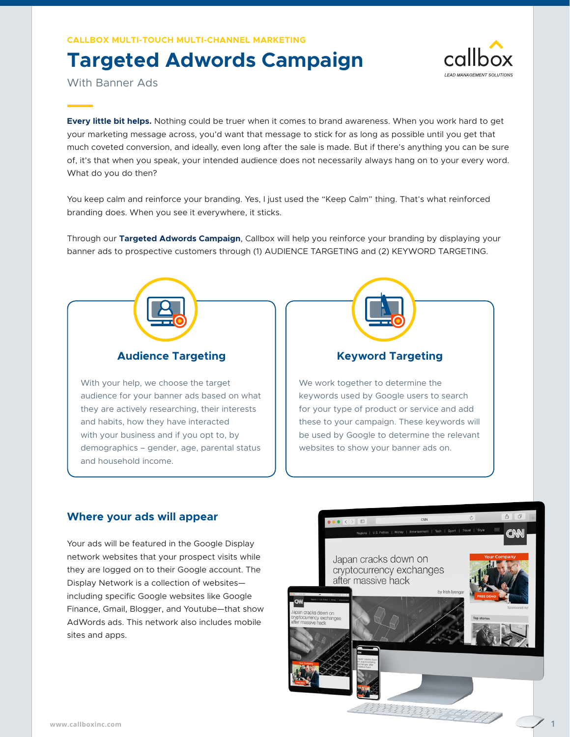CALLBOX MULTI-TOUCH MULTI-CHANNEL MARKETING

# Targeted Adwords Campaign

With Banner Ads

**Every little bit helps.** Nothing could be truer when it comes to brand awareness. When you work hard to get your marketing message across, you'd want that message to stick for as long as possible until you get that much coveted conversion, and ideally, even long after the sale is made. But if there's anything you can be sure of, it's that when you speak, your intended audience does not necessarily always hang on to your every word. What do you do then?

You keep calm and reinforce your branding. Yes, I just used the "Keep Calm" thing. That's what reinforced branding does. When you see it everywhere, it sticks.

Through our **Targeted Adwords Campaign**, Callbox will help you reinforce your branding by displaying your banner ads to prospective customers through (1) AUDIENCE TARGETING and (2) KEYWORD TARGETING.

## Audience Targeting

With your help, we choose the target audience for your banner ads based on what they are actively researching, their interests and habits, how they have interacted with your business and if you opt to, by demographics – gender, age, parental status and household income.

## Keyword Targeting

We work together to determine the keywords used by Google users to search for your type of product or service and add these to your campaign. These keywords will be used by Google to determine the relevant websites to show your banner ads on.

## Where your ads will appear

Your ads will be featured in the Google Display network websites that your prospect visits while they are logged on to their Google account. The Display Network is a collection of websites—including specific Google websites like Google Finance, Gmail, Blogger, and Youtube—that show AdWords ads. This network also includes mobile sites and apps.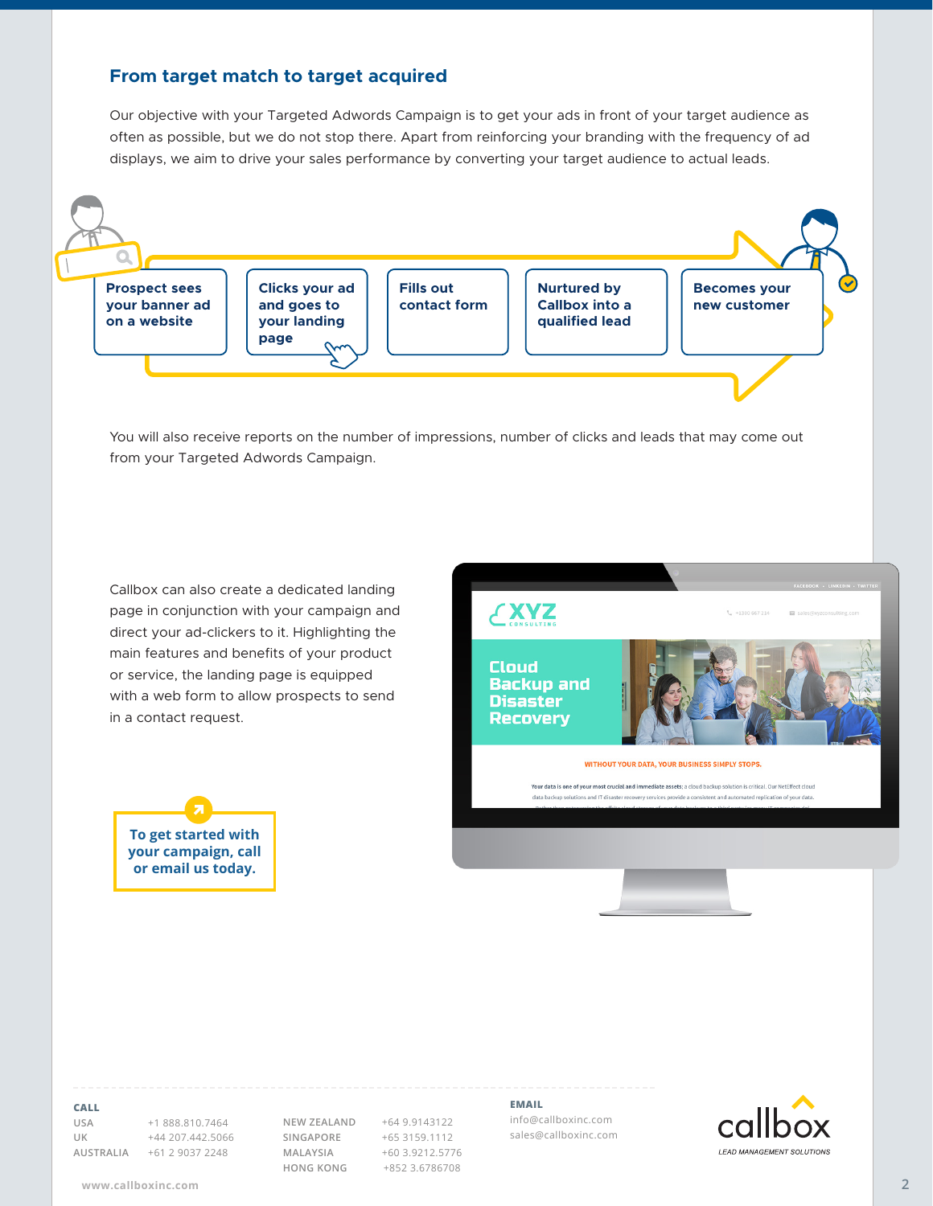## From target match to target acquired

Our objective with your Targeted Adwords Campaign is to get your ads in front of your target audience as often as possible, but we do not stop there. Apart from reinforcing your branding with the frequency of ad displays, we aim to drive your sales performance by converting your target audience to actual leads.

**Prospect sees your banner ad on a website**

**Clicks your ad and goes to your landing page**

**Fills out contact form**

**Nurtured by Callbox into a qualified lead**

**Becomes your new customer**

You will also receive reports on the number of impressions, number of clicks and leads that may come out from your Targeted Adwords Campaign.

Callbox can also create a dedicated landing page in conjunction with your campaign and direct your ad-clickers to it. Highlighting the main features and benefits of your product or service, the landing page is equipped with a web form to allow prospects to send in a contact request.

**To get started with your campaign, call or email us today.**

**CALL**

| | | | |
|---|---|---|---|
| USA | +1 888.810.7464 | NEW ZEALAND | +64 9.9143122 |
| UK | +44 207.442.5066 | SINGAPORE | +65 3159.1112 |
| AUSTRALIA | +61 2 9037 2248 | MALAYSIA | +60 3.9212.5776 |
| | | HONG KONG | +852 3.6786708 |

**EMAIL**

info@callboxinc.com
sales@callboxinc.com

callbox
LEAD MANAGEMENT SOLUTIONS

www.callboxinc.com